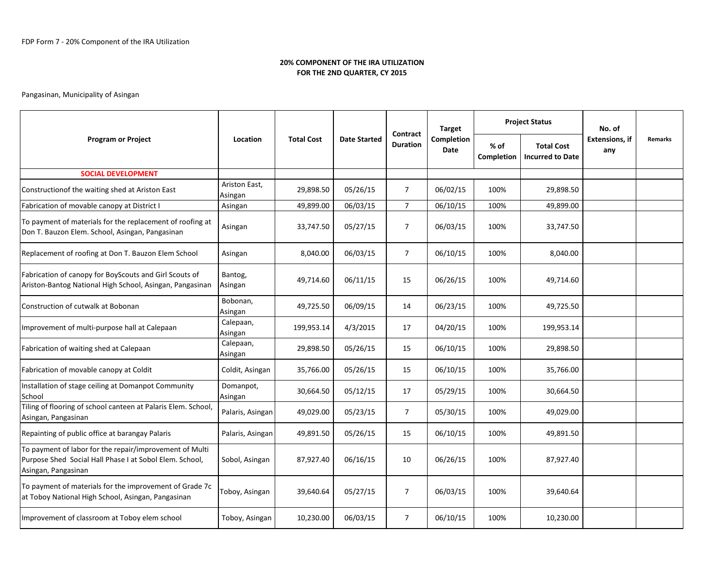FDP Form 7 - 20% Component of the IRA Utilization

**20% COMPONENT OF THE IRA UTILIZATION**
**FOR THE 2ND QUARTER, CY 2015**

Pangasinan, Municipality of Asingan

| Program or Project | Location | Total Cost | Date Started | Contract Duration | Target Completion Date | Project Status | | No. of Extensions, if any | Remarks |
|---|---|---|---|---|---|---|---|---|---|
| | | | | | | % of Completion | Total Cost Incurred to Date | | |
| **SOCIAL DEVELOPMENT** | | | | | | | | | |
| Constructionof the waiting shed at Ariston East | Ariston East, Asingan | 29,898.50 | 05/26/15 | 7 | 06/02/15 | 100% | 29,898.50 | | |
| Fabrication of movable canopy at District I | Asingan | 49,899.00 | 06/03/15 | 7 | 06/10/15 | 100% | 49,899.00 | | |
| To payment of materials for the replacement of roofing at Don T. Bauzon Elem. School, Asingan, Pangasinan | Asingan | 33,747.50 | 05/27/15 | 7 | 06/03/15 | 100% | 33,747.50 | | |
| Replacement of roofing at Don T. Bauzon Elem School | Asingan | 8,040.00 | 06/03/15 | 7 | 06/10/15 | 100% | 8,040.00 | | |
| Fabrication of canopy for BoyScouts and Girl Scouts of Ariston-Bantog National High School, Asingan, Pangasinan | Bantog, Asingan | 49,714.60 | 06/11/15 | 15 | 06/26/15 | 100% | 49,714.60 | | |
| Construction of cutwalk at Bobonan | Bobonan, Asingan | 49,725.50 | 06/09/15 | 14 | 06/23/15 | 100% | 49,725.50 | | |
| Improvement of multi-purpose hall at Calepaan | Calepaan, Asingan | 199,953.14 | 4/3/2015 | 17 | 04/20/15 | 100% | 199,953.14 | | |
| Fabrication of waiting shed at Calepaan | Calepaan, Asingan | 29,898.50 | 05/26/15 | 15 | 06/10/15 | 100% | 29,898.50 | | |
| Fabrication of movable canopy at Coldit | Coldit, Asingan | 35,766.00 | 05/26/15 | 15 | 06/10/15 | 100% | 35,766.00 | | |
| Installation of stage ceiling at Domanpot Community School | Domanpot, Asingan | 30,664.50 | 05/12/15 | 17 | 05/29/15 | 100% | 30,664.50 | | |
| Tiling of flooring of school canteen at Palaris Elem. School, Asingan, Pangasinan | Palaris, Asingan | 49,029.00 | 05/23/15 | 7 | 05/30/15 | 100% | 49,029.00 | | |
| Repainting of public office at barangay Palaris | Palaris, Asingan | 49,891.50 | 05/26/15 | 15 | 06/10/15 | 100% | 49,891.50 | | |
| To payment of labor for the repair/improvement of Multi Purpose Shed Social Hall Phase I at Sobol Elem. School, Asingan, Pangasinan | Sobol, Asingan | 87,927.40 | 06/16/15 | 10 | 06/26/15 | 100% | 87,927.40 | | |
| To payment of materials for the improvement of Grade 7c at Toboy National High School, Asingan, Pangasinan | Toboy, Asingan | 39,640.64 | 05/27/15 | 7 | 06/03/15 | 100% | 39,640.64 | | |
| Improvement of classroom at Toboy elem school | Toboy, Asingan | 10,230.00 | 06/03/15 | 7 | 06/10/15 | 100% | 10,230.00 | | |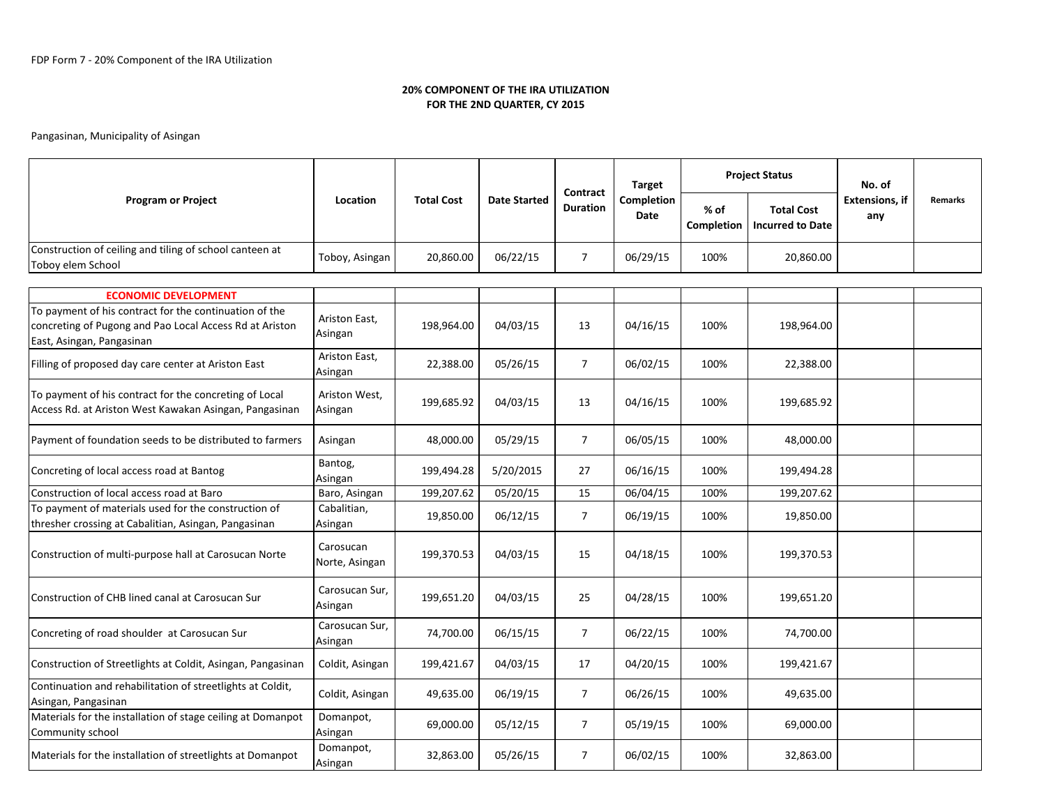FDP Form 7 - 20% Component of the IRA Utilization

**20% COMPONENT OF THE IRA UTILIZATION**
**FOR THE 2ND QUARTER, CY 2015**

Pangasinan, Municipality of Asingan

| Program or Project | Location | Total Cost | Date Started | Contract Duration | Target Completion Date | Project Status | | No. of Extensions, if any | Remarks |
|---|---|---|---|---|---|---|---|---|---|
| | | | | | | % of Completion | Total Cost Incurred to Date | | |
| Construction of ceiling and tiling of school canteen at Toboy elem School | Toboy, Asingan | 20,860.00 | 06/22/15 | 7 | 06/29/15 | 100% | 20,860.00 | | |
| **ECONOMIC DEVELOPMENT** | | | | | | | | | |
| To payment of his contract for the continuation of the concreting of Pugong and Pao Local Access Rd at Ariston East, Asingan, Pangasinan | Ariston East, Asingan | 198,964.00 | 04/03/15 | 13 | 04/16/15 | 100% | 198,964.00 | | |
| Filling of proposed day care center at Ariston East | Ariston East, Asingan | 22,388.00 | 05/26/15 | 7 | 06/02/15 | 100% | 22,388.00 | | |
| To payment of his contract for the concreting of Local Access Rd. at Ariston West Kawakan Asingan, Pangasinan | Ariston West, Asingan | 199,685.92 | 04/03/15 | 13 | 04/16/15 | 100% | 199,685.92 | | |
| Payment of foundation seeds to be distributed to farmers | Asingan | 48,000.00 | 05/29/15 | 7 | 06/05/15 | 100% | 48,000.00 | | |
| Concreting of local access road at Bantog | Bantog, Asingan | 199,494.28 | 5/20/2015 | 27 | 06/16/15 | 100% | 199,494.28 | | |
| Construction of local access road at Baro | Baro, Asingan | 199,207.62 | 05/20/15 | 15 | 06/04/15 | 100% | 199,207.62 | | |
| To payment of materials used for the construction of thresher crossing at Cabalitian, Asingan, Pangasinan | Cabalitian, Asingan | 19,850.00 | 06/12/15 | 7 | 06/19/15 | 100% | 19,850.00 | | |
| Construction of multi-purpose hall at Carosucan Norte | Carosucan Norte, Asingan | 199,370.53 | 04/03/15 | 15 | 04/18/15 | 100% | 199,370.53 | | |
| Construction of CHB lined canal at Carosucan Sur | Carosucan Sur, Asingan | 199,651.20 | 04/03/15 | 25 | 04/28/15 | 100% | 199,651.20 | | |
| Concreting of road shoulder at Carosucan Sur | Carosucan Sur, Asingan | 74,700.00 | 06/15/15 | 7 | 06/22/15 | 100% | 74,700.00 | | |
| Construction of Streetlights at Coldit, Asingan, Pangasinan | Coldit, Asingan | 199,421.67 | 04/03/15 | 17 | 04/20/15 | 100% | 199,421.67 | | |
| Continuation and rehabilitation of streetlights at Coldit, Asingan, Pangasinan | Coldit, Asingan | 49,635.00 | 06/19/15 | 7 | 06/26/15 | 100% | 49,635.00 | | |
| Materials for the installation of stage ceiling at Domanpot Community school | Domanpot, Asingan | 69,000.00 | 05/12/15 | 7 | 05/19/15 | 100% | 69,000.00 | | |
| Materials for the installation of streetlights at Domanpot | Domanpot, Asingan | 32,863.00 | 05/26/15 | 7 | 06/02/15 | 100% | 32,863.00 | | |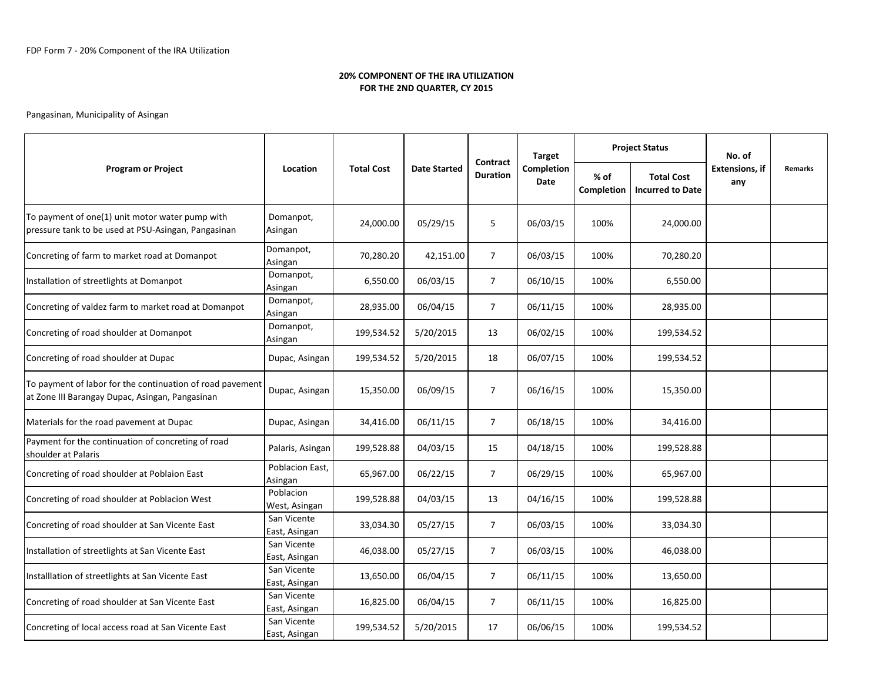FDP Form 7 - 20% Component of the IRA Utilization

**20% COMPONENT OF THE IRA UTILIZATION**
**FOR THE 2ND QUARTER, CY 2015**

Pangasinan, Municipality of Asingan

| Program or Project | Location | Total Cost | Date Started | Contract Duration | Target Completion Date | Project Status | | No. of Extensions, if any | Remarks |
|---|---|---|---|---|---|---|---|---|---|
| | | | | | | % of Completion | Total Cost Incurred to Date | | |
| To payment of one(1) unit motor water pump with pressure tank to be used at PSU-Asingan, Pangasinan | Domanpot, Asingan | 24,000.00 | 05/29/15 | 5 | 06/03/15 | 100% | 24,000.00 | | |
| Concreting of farm to market road at Domanpot | Domanpot, Asingan | 70,280.20 | 42,151.00 | 7 | 06/03/15 | 100% | 70,280.20 | | |
| Installation of streetlights at Domanpot | Domanpot, Asingan | 6,550.00 | 06/03/15 | 7 | 06/10/15 | 100% | 6,550.00 | | |
| Concreting of valdez farm to market road at Domanpot | Domanpot, Asingan | 28,935.00 | 06/04/15 | 7 | 06/11/15 | 100% | 28,935.00 | | |
| Concreting of road shoulder at Domanpot | Domanpot, Asingan | 199,534.52 | 5/20/2015 | 13 | 06/02/15 | 100% | 199,534.52 | | |
| Concreting of road shoulder at Dupac | Dupac, Asingan | 199,534.52 | 5/20/2015 | 18 | 06/07/15 | 100% | 199,534.52 | | |
| To payment of labor for the continuation of road pavement at Zone III Barangay Dupac, Asingan, Pangasinan | Dupac, Asingan | 15,350.00 | 06/09/15 | 7 | 06/16/15 | 100% | 15,350.00 | | |
| Materials for the road pavement at Dupac | Dupac, Asingan | 34,416.00 | 06/11/15 | 7 | 06/18/15 | 100% | 34,416.00 | | |
| Payment for the continuation of concreting of road shoulder at Palaris | Palaris, Asingan | 199,528.88 | 04/03/15 | 15 | 04/18/15 | 100% | 199,528.88 | | |
| Concreting of road shoulder at Poblaion East | Poblacion East, Asingan | 65,967.00 | 06/22/15 | 7 | 06/29/15 | 100% | 65,967.00 | | |
| Concreting of road shoulder at Poblacion West | Poblacion West, Asingan | 199,528.88 | 04/03/15 | 13 | 04/16/15 | 100% | 199,528.88 | | |
| Concreting of road shoulder at San Vicente East | San Vicente East, Asingan | 33,034.30 | 05/27/15 | 7 | 06/03/15 | 100% | 33,034.30 | | |
| Installation of streetlights at San Vicente East | San Vicente East, Asingan | 46,038.00 | 05/27/15 | 7 | 06/03/15 | 100% | 46,038.00 | | |
| Installlation of streetlights at San Vicente East | San Vicente East, Asingan | 13,650.00 | 06/04/15 | 7 | 06/11/15 | 100% | 13,650.00 | | |
| Concreting of road shoulder at San Vicente East | San Vicente East, Asingan | 16,825.00 | 06/04/15 | 7 | 06/11/15 | 100% | 16,825.00 | | |
| Concreting of local access road at San Vicente East | San Vicente East, Asingan | 199,534.52 | 5/20/2015 | 17 | 06/06/15 | 100% | 199,534.52 | | |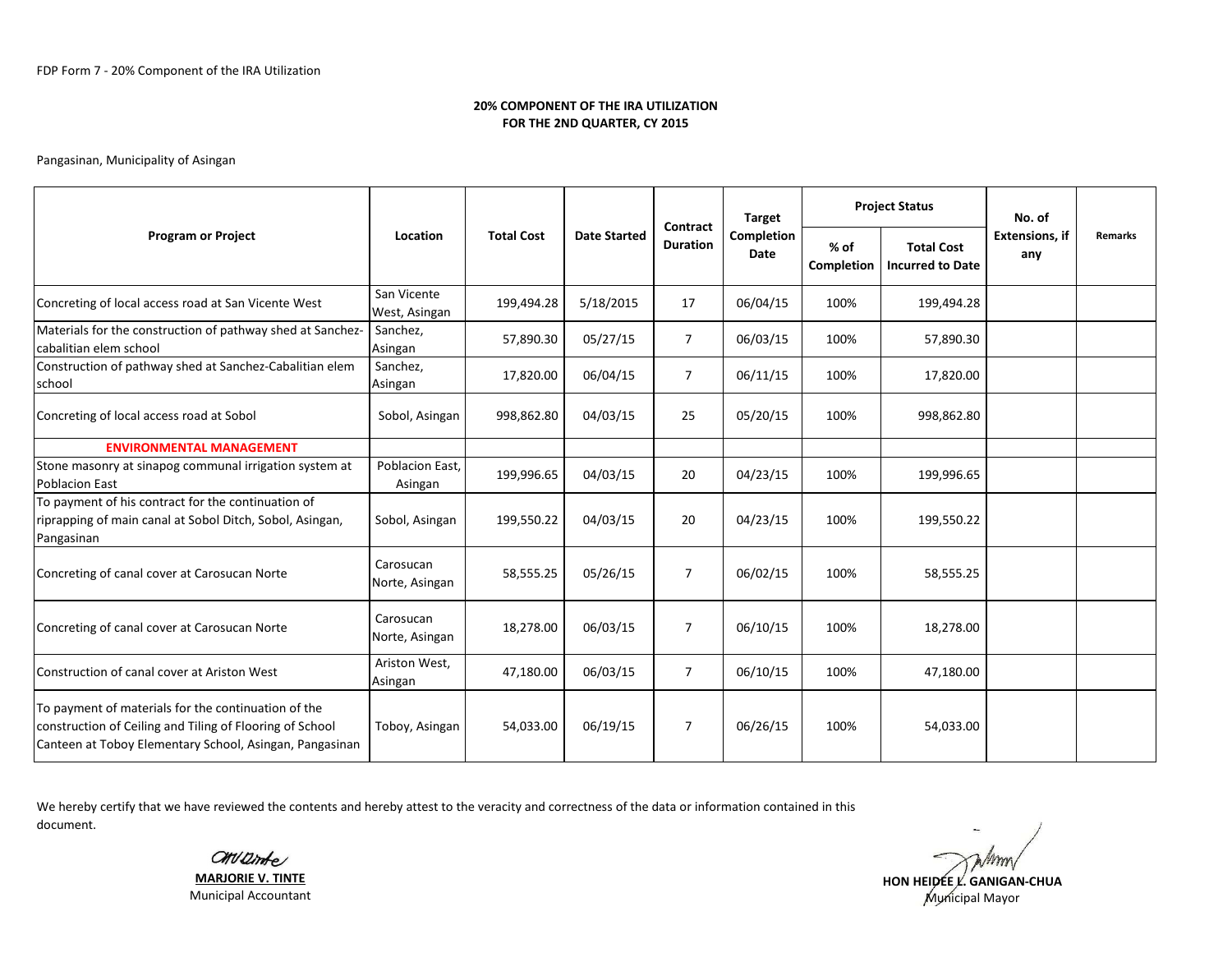FDP Form 7 - 20% Component of the IRA Utilization

**20% COMPONENT OF THE IRA UTILIZATION**
**FOR THE 2ND QUARTER, CY 2015**

Pangasinan, Municipality of Asingan

| Program or Project | Location | Total Cost | Date Started | Contract Duration | Target Completion Date | Project Status | | No. of Extensions, if any | Remarks |
|---|---|---|---|---|---|---|---|---|---|
| | | | | | | % of Completion | Total Cost Incurred to Date | | |
| Concreting of local access road at San Vicente West | San Vicente West, Asingan | 199,494.28 | 5/18/2015 | 17 | 06/04/15 | 100% | 199,494.28 | | |
| Materials for the construction of pathway shed at Sanchez-cabalitian elem school | Sanchez, Asingan | 57,890.30 | 05/27/15 | 7 | 06/03/15 | 100% | 57,890.30 | | |
| Construction of pathway shed at Sanchez-Cabalitian elem school | Sanchez, Asingan | 17,820.00 | 06/04/15 | 7 | 06/11/15 | 100% | 17,820.00 | | |
| Concreting of local access road at Sobol | Sobol, Asingan | 998,862.80 | 04/03/15 | 25 | 05/20/15 | 100% | 998,862.80 | | |
| **ENVIRONMENTAL MANAGEMENT** | | | | | | | | | |
| Stone masonry at sinapog communal irrigation system at Poblacion East | Poblacion East, Asingan | 199,996.65 | 04/03/15 | 20 | 04/23/15 | 100% | 199,996.65 | | |
| To payment of his contract for the continuation of riprapping of main canal at Sobol Ditch, Sobol, Asingan, Pangasinan | Sobol, Asingan | 199,550.22 | 04/03/15 | 20 | 04/23/15 | 100% | 199,550.22 | | |
| Concreting of canal cover at Carosucan Norte | Carosucan Norte, Asingan | 58,555.25 | 05/26/15 | 7 | 06/02/15 | 100% | 58,555.25 | | |
| Concreting of canal cover at Carosucan Norte | Carosucan Norte, Asingan | 18,278.00 | 06/03/15 | 7 | 06/10/15 | 100% | 18,278.00 | | |
| Construction of canal cover at Ariston West | Ariston West, Asingan | 47,180.00 | 06/03/15 | 7 | 06/10/15 | 100% | 47,180.00 | | |
| To payment of materials for the continuation of the construction of Ceiling and Tiling of Flooring of School Canteen at Toboy Elementary School, Asingan, Pangasinan | Toboy, Asingan | 54,033.00 | 06/19/15 | 7 | 06/26/15 | 100% | 54,033.00 | | |

We hereby certify that we have reviewed the contents and hereby attest to the veracity and correctness of the data or information contained in this document.

**MARJORIE V. TINTE**
Municipal Accountant

**HON HEIDEE L. GANIGAN-CHUA**
Municipal Mayor